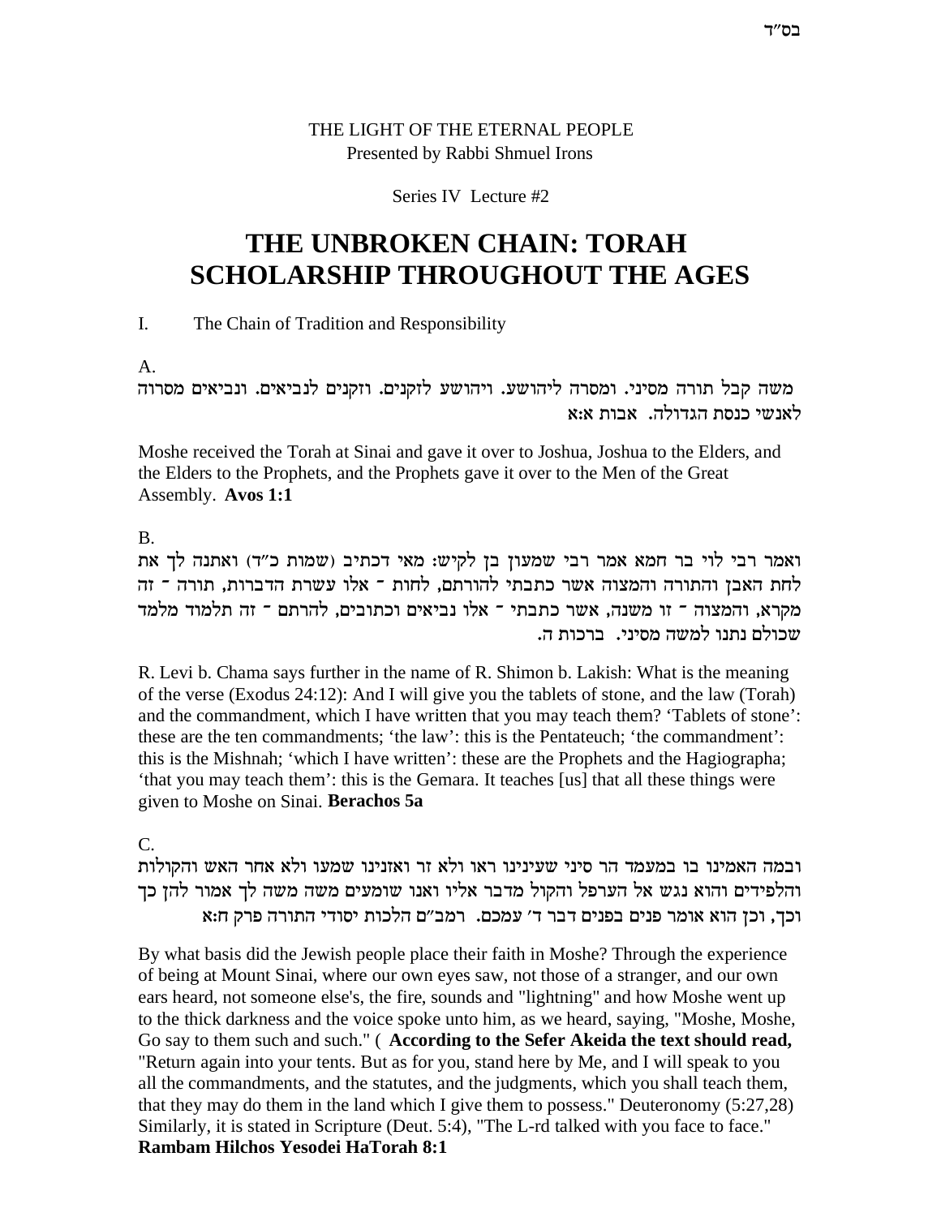בס"ד

THE LIGHT OF THE ETERNAL PEOPLE
Presented by Rabbi Shmuel Irons

Series IV Lecture #2

# THE UNBROKEN CHAIN: TORAH SCHOLARSHIP THROUGHOUT THE AGES

I. The Chain of Tradition and Responsibility

A.

משה קבל תורה מסיני. ומסרה ליהושע. ויהושע לזקנים. וזקנים לנביאים. ונביאים מסרוה לאנשי כנסת הגדולה. אבות א:א

Moshe received the Torah at Sinai and gave it over to Joshua, Joshua to the Elders, and the Elders to the Prophets, and the Prophets gave it over to the Men of the Great Assembly. **Avos 1:1**

B.

ואמר רבי לוי בר חמא אמר רבי שמעון בן לקיש: מאי דכתיב (שמות כ"ד) ואתנה לך את לחת האבן והתורה והמצוה אשר כתבתי להורתם, לחות - אלו עשרת הדברות, תורה - זה מקרא, והמצוה - זו משנה, אשר כתבתי - אלו נביאים וכתובים, להרתם - זה תלמוד מלמד שכולם נתנו למשה מסיני. ברכות ה.

R. Levi b. Chama says further in the name of R. Shimon b. Lakish: What is the meaning of the verse (Exodus 24:12): And I will give you the tablets of stone, and the law (Torah) and the commandment, which I have written that you may teach them? 'Tablets of stone': these are the ten commandments; 'the law': this is the Pentateuch; 'the commandment': this is the Mishnah; 'which I have written': these are the Prophets and the Hagiographa; 'that you may teach them': this is the Gemara. It teaches [us] that all these things were given to Moshe on Sinai. **Berachos 5a**

C.

ובמה האמינו בו במעמד הר סיני שעינינו ראו ולא זר ואזנינו שמעו ולא אחר האש והקולות והלפידים והוא נגש אל הערפל והקול מדבר אליו ואנו שומעים משה משה לך אמור להן כך וכך, וכן הוא אומר פנים בפנים דבר ד' עמכם. רמב"ם הלכות יסודי התורה פרק ח:א

By what basis did the Jewish people place their faith in Moshe? Through the experience of being at Mount Sinai, where our own eyes saw, not those of a stranger, and our own ears heard, not someone else's, the fire, sounds and "lightning" and how Moshe went up to the thick darkness and the voice spoke unto him, as we heard, saying, "Moshe, Moshe, Go say to them such and such." ( **According to the Sefer Akeida the text should read,** "Return again into your tents. But as for you, stand here by Me, and I will speak to you all the commandments, and the statutes, and the judgments, which you shall teach them, that they may do them in the land which I give them to possess." Deuteronomy (5:27,28) Similarly, it is stated in Scripture (Deut. 5:4), "The L-rd talked with you face to face." **Rambam Hilchos Yesodei HaTorah 8:1**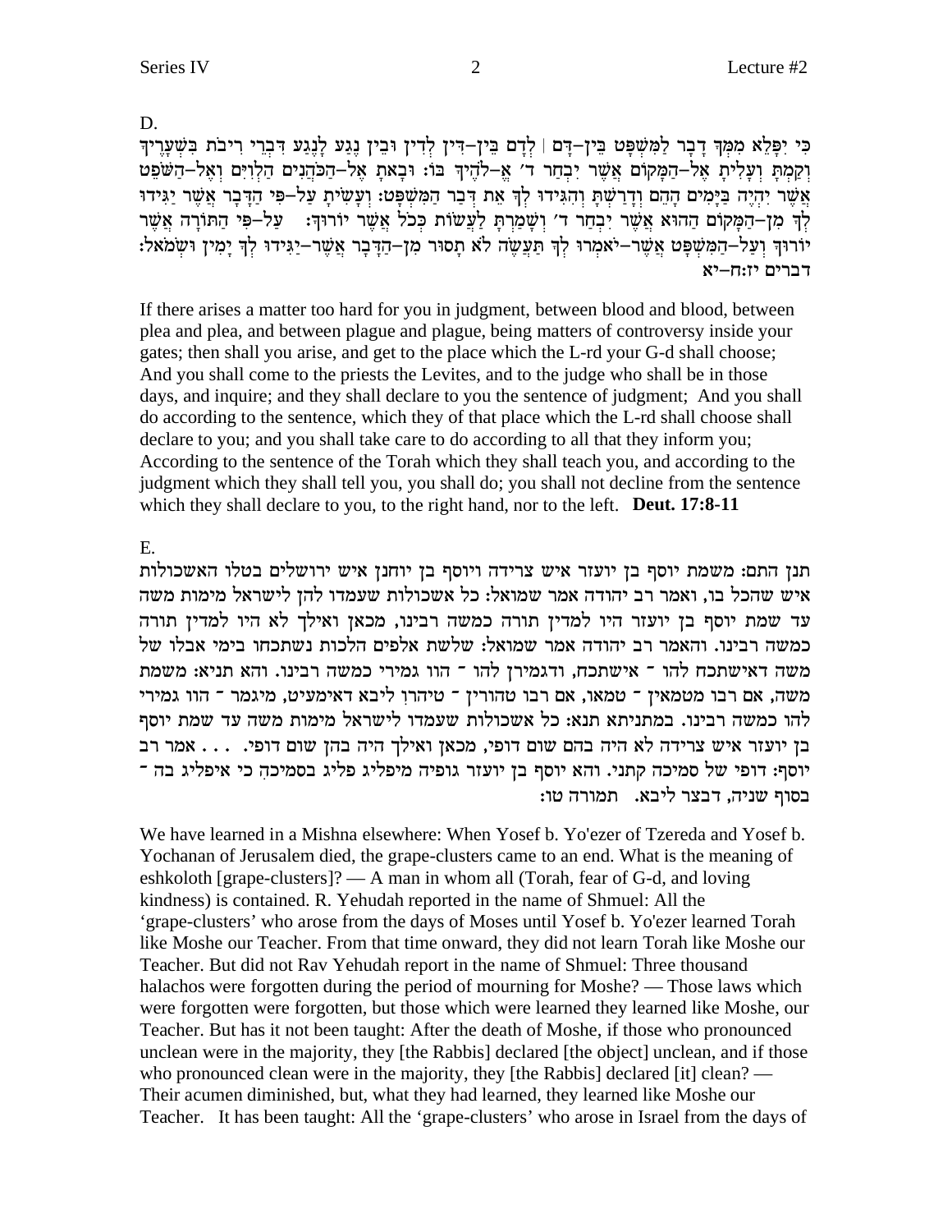D.

כִּי יִפָּלֵא מִמְּךָ דָבָר לַמִּשְׁפָּט בֵּין-דָּם | לְדָם בֵּין-דִּין לְדִין וּבֵין נֶגַע לָנֶגַע דִּבְרֵי רִיבֹת בִּשְׁעָרֶיךָ וְקַמְתָּ וְעָלִיתָ אֶל-הַמָּקוֹם אֲשֶׁר יִבְחַר ד׳ אֱ-לֹהֶיךָ בּוֹ: וּבָאתָ אֶל-הַכֹּהֲנִים הַלְוִיִּם וְאֶל-הַשֹּׁפֵט אֲשֶׁר יִהְיֶה בַּיָּמִים הָהֵם וְדָרַשְׁתָּ וְהִגִּידוּ לְךָ אֵת דְּבַר הַמִּשְׁפָּט: וְעָשִׂיתָ עַל-פִּי הַדָּבָר אֲשֶׁר יַגִּידוּ לְךָ מִן-הַמָּקוֹם הַהוּא אֲשֶׁר יִבְחַר ד׳ וְשָׁמַרְתָּ לַעֲשׂוֹת כְּכֹל אֲשֶׁר יוֹרוּךָ: עַל-פִּי הַתּוֹרָה אֲשֶׁר יוֹרוּךָ וְעַל-הַמִּשְׁפָּט אֲשֶׁר-יֹאמְרוּ לְךָ תַּעֲשֶׂה לֹא תָסוּר מִן-הַדָּבָר אֲשֶׁר-יַגִּידוּ לְךָ יָמִין וּשְׂמֹאל: דברים יז:ח-יא

If there arises a matter too hard for you in judgment, between blood and blood, between plea and plea, and between plague and plague, being matters of controversy inside your gates; then shall you arise, and get to the place which the L-rd your G-d shall choose; And you shall come to the priests the Levites, and to the judge who shall be in those days, and inquire; and they shall declare to you the sentence of judgment; And you shall do according to the sentence, which they of that place which the L-rd shall choose shall declare to you; and you shall take care to do according to all that they inform you; According to the sentence of the Torah which they shall teach you, and according to the judgment which they shall tell you, you shall do; you shall not decline from the sentence which they shall declare to you, to the right hand, nor to the left. **Deut. 17:8-11**

E.

תנן התם: משמת יוסף בן יועזר איש צרידה ויוסף בן יוחנן איש ירושלים בטלו האשכולות איש שהכל בו, ואמר רב יהודה אמר שמואל: כל אשכולות שעמדו להן לישראל מימות משה עד שמת יוסף בן יועזר היו למדין תורה כמשה רבינו, מכאן ואילך לא היו למדין תורה כמשה רבינו. והאמר רב יהודה אמר שמואל: שלשת אלפים הלכות נשתכחו בימי אבלו של משה דאישתכח להו - אישתכח, ודגמירן להו - הוו גמירי כמשה רבינו. והא תניא: משמת משה, אם רבו מטמאין - טמאו, אם רבו טהורין - טיהרו ליבא דאימעיט, מיגמר - הוו גמירי להו כמשה רבינו. במתניתא תנא: כל אשכולות שעמדו לישראל מימות משה עד שמת יוסף בן יועזר איש צרידה לא היה בהם שום דופי, מכאן ואילך היה בהן שום דופי. . . . אמר רב יוסף: דופי של סמיכה קתני. והא יוסף בן יועזר גופיה מיפליג פליג בסמיכה כי איפליג בה - בסוף שניה, דבצר ליבא. תמורה טו:

We have learned in a Mishna elsewhere: When Yosef b. Yo'ezer of Tzereda and Yosef b. Yochanan of Jerusalem died, the grape-clusters came to an end. What is the meaning of eshkoloth [grape-clusters]? — A man in whom all (Torah, fear of G-d, and loving kindness) is contained. R. Yehudah reported in the name of Shmuel: All the 'grape-clusters' who arose from the days of Moses until Yosef b. Yo'ezer learned Torah like Moshe our Teacher. From that time onward, they did not learn Torah like Moshe our Teacher. But did not Rav Yehudah report in the name of Shmuel: Three thousand halachos were forgotten during the period of mourning for Moshe? — Those laws which were forgotten were forgotten, but those which were learned they learned like Moshe, our Teacher. But has it not been taught: After the death of Moshe, if those who pronounced unclean were in the majority, they [the Rabbis] declared [the object] unclean, and if those who pronounced clean were in the majority, they [the Rabbis] declared [it] clean? — Their acumen diminished, but, what they had learned, they learned like Moshe our Teacher. It has been taught: All the 'grape-clusters' who arose in Israel from the days of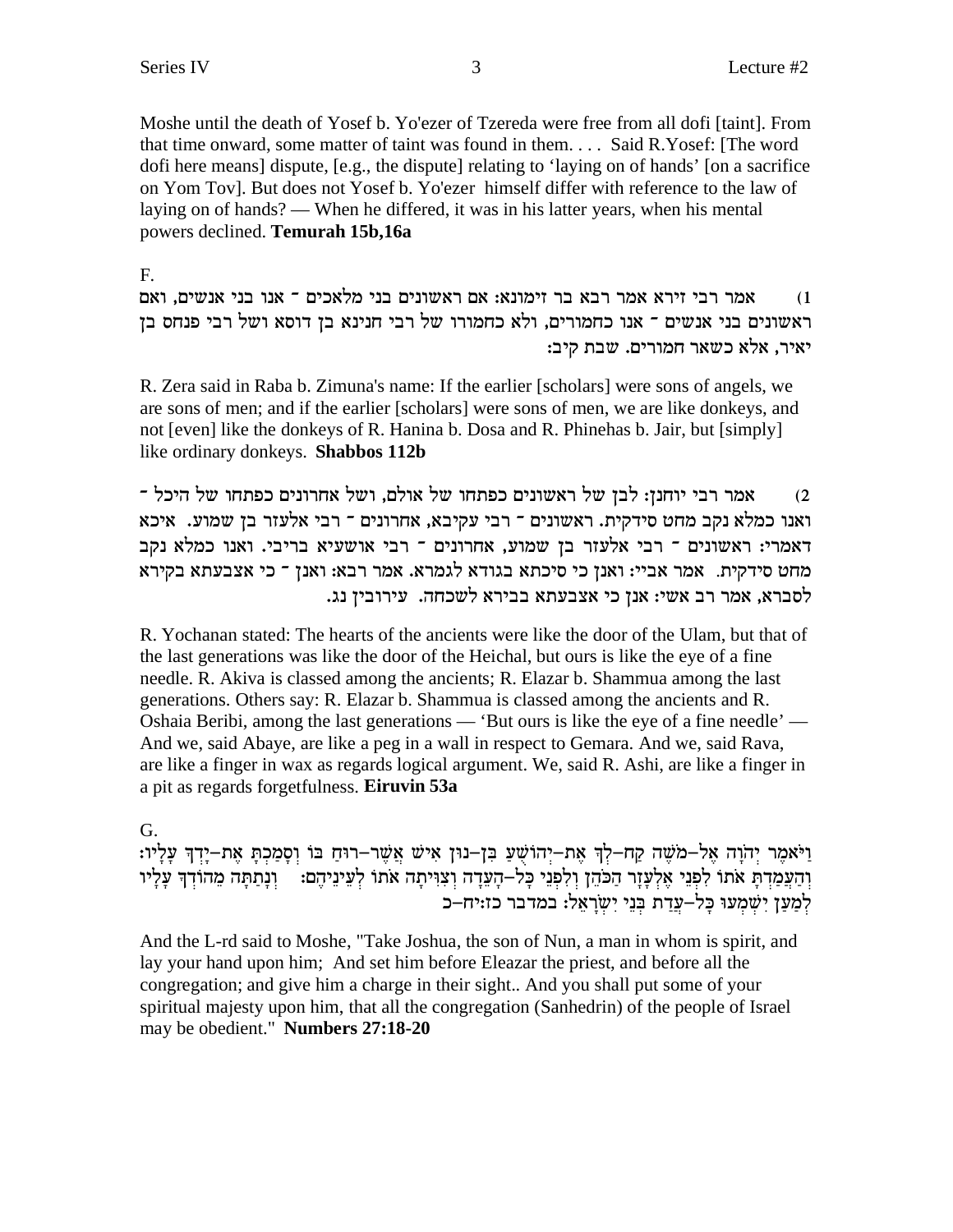Moshe until the death of Yosef b. Yo'ezer of Tzereda were free from all dofi [taint]. From that time onward, some matter of taint was found in them. . . . Said R.Yosef: [The word dofi here means] dispute, [e.g., the dispute] relating to 'laying on of hands' [on a sacrifice on Yom Tov]. But does not Yosef b. Yo'ezer himself differ with reference to the law of laying on of hands? — When he differed, it was in his latter years, when his mental powers declined. **Temurah 15b,16a**

F.

1) אמר רבי זירא אמר רבא בר זימונא: אם ראשונים בני מלאכים ־ אנו בני אנשים, ואם ראשונים בני אנשים ־ אנו כחמורים, ולא כחמורו של רבי חנינא בן דוסא ושל רבי פנחס בן יאיר, אלא כשאר חמורים. שבת קיב:

R. Zera said in Raba b. Zimuna's name: If the earlier [scholars] were sons of angels, we are sons of men; and if the earlier [scholars] were sons of men, we are like donkeys, and not [even] like the donkeys of R. Hanina b. Dosa and R. Phinehas b. Jair, but [simply] like ordinary donkeys. **Shabbos 112b**

2) אמר רבי יוחנן: לבן של ראשונים כפתחו של אולם, ושל אחרונים כפתחו של היכל ־ ואנו כמלא נקב מחט סידקית. ראשונים ־ רבי עקיבא, אחרונים ־ רבי אלעזר בן שמוע. איכא דאמרי: ראשונים ־ רבי אלעזר בן שמוע, אחרונים ־ רבי אושעיא בריבי. ואנו כמלא נקב מחט סידקית. אמר אביי: ואנן כי סיכתא בגודא לגמרא. אמר רבא: ואנן ־ כי אצבעתא בקירא לסברא, אמר רב אשי: אנן כי אצבעתא בבירא לשכחה. עירובין נג.

R. Yochanan stated: The hearts of the ancients were like the door of the Ulam, but that of the last generations was like the door of the Heichal, but ours is like the eye of a fine needle. R. Akiva is classed among the ancients; R. Elazar b. Shammua among the last generations. Others say: R. Elazar b. Shammua is classed among the ancients and R. Oshaia Beribi, among the last generations — 'But ours is like the eye of a fine needle' — And we, said Abaye, are like a peg in a wall in respect to Gemara. And we, said Rava, are like a finger in wax as regards logical argument. We, said R. Ashi, are like a finger in a pit as regards forgetfulness. **Eiruvin 53a**

G.

וַיֹּאמֶר יְהֹוָה אֶל־מֹשֶׁה קַח־לְךָ אֶת־יְהוֹשֻׁעַ בִּן־נוּן אִישׁ אֲשֶׁר־רוּחַ בּוֹ וְסָמַכְתָּ אֶת־יָדְךָ עָלָיו: וְהַעֲמַדְתָּ אֹתוֹ לִפְנֵי אֶלְעָזָר הַכֹּהֵן וְלִפְנֵי כָּל־הָעֵדָה וְצִוִּיתָה אֹתוֹ לְעֵינֵיהֶם: וְנָתַתָּה מֵהוֹדְךָ עָלָיו לְמַעַן יִשְׁמְעוּ כָּל־עֲדַת בְּנֵי יִשְׂרָאֵל: במדבר כז:יח־כ

And the L-rd said to Moshe, "Take Joshua, the son of Nun, a man in whom is spirit, and lay your hand upon him; And set him before Eleazar the priest, and before all the congregation; and give him a charge in their sight.. And you shall put some of your spiritual majesty upon him, that all the congregation (Sanhedrin) of the people of Israel may be obedient." **Numbers 27:18-20**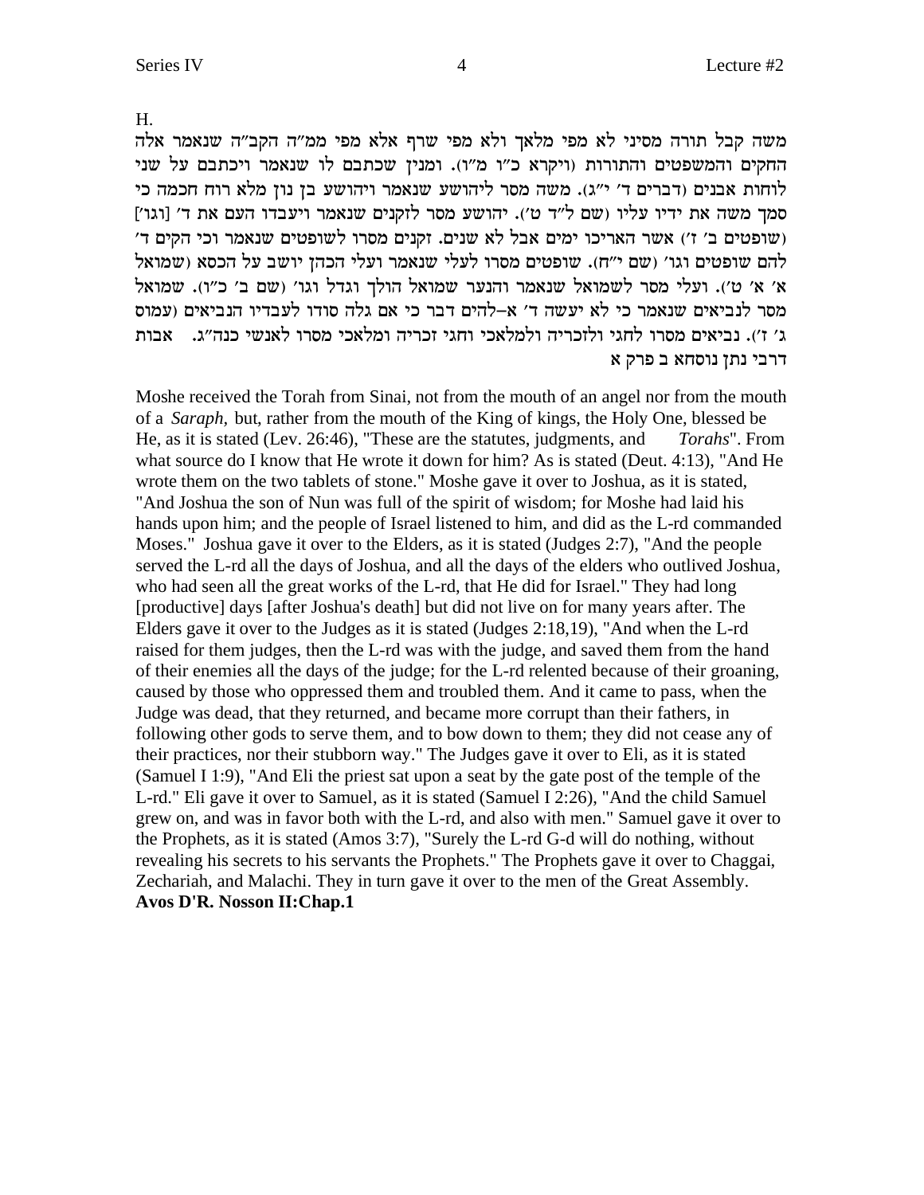H.

משה קבל תורה מסיני לא מפי מלאך ולא מפי שרף אלא מפי ממ"ה הקב"ה שנאמר אלה החקים והמשפטים והתורות (ויקרא כ"ו מ"ו). ומנין שכתבם לו שנאמר ויכתבם על שני לוחות אבנים (דברים ד' י"ג). משה מסר ליהושע שנאמר ויהושע בן נון מלא רוח חכמה כי סמך משה את ידיו עליו (שם ל"ד ט'). יהושע מסר לזקנים שנאמר ויעבדו העם את ד' [וגו'] (שופטים ב' ז') אשר האריכו ימים אבל לא שנים. זקנים מסרו לשופטים שנאמר וכי הקים ד' להם שופטים וגו' (שם י"ח). שופטים מסרו לעלי שנאמר ועלי הכהן יושב על הכסא (שמואל א' א' ט'). ועלי מסר לשמואל שנאמר והנער שמואל הולך וגדל וגו' (שם ב' כ"ו). שמואל מסר לנביאים שנאמר כי לא יעשה ד' א–להים דבר כי אם גלה סודו לעבדיו הנביאים (עמוס ג' ז'). נביאים מסרו לחגי ולזכריה ולמלאכי וחגי זכריה ומלאכי מסרו לאנשי כנה"ג. אבות דרבי נתן נוסחא ב פרק א

Moshe received the Torah from Sinai, not from the mouth of an angel nor from the mouth of a *Saraph,* but, rather from the mouth of the King of kings, the Holy One, blessed be He, as it is stated (Lev. 26:46), "These are the statutes, judgments, and *Torahs*". From what source do I know that He wrote it down for him? As is stated (Deut. 4:13), "And He wrote them on the two tablets of stone." Moshe gave it over to Joshua, as it is stated, "And Joshua the son of Nun was full of the spirit of wisdom; for Moshe had laid his hands upon him; and the people of Israel listened to him, and did as the L-rd commanded Moses." Joshua gave it over to the Elders, as it is stated (Judges 2:7), "And the people served the L-rd all the days of Joshua, and all the days of the elders who outlived Joshua, who had seen all the great works of the L-rd, that He did for Israel." They had long [productive] days [after Joshua's death] but did not live on for many years after. The Elders gave it over to the Judges as it is stated (Judges 2:18,19), "And when the L-rd raised for them judges, then the L-rd was with the judge, and saved them from the hand of their enemies all the days of the judge; for the L-rd relented because of their groaning, caused by those who oppressed them and troubled them. And it came to pass, when the Judge was dead, that they returned, and became more corrupt than their fathers, in following other gods to serve them, and to bow down to them; they did not cease any of their practices, nor their stubborn way." The Judges gave it over to Eli, as it is stated (Samuel I 1:9), "And Eli the priest sat upon a seat by the gate post of the temple of the L-rd." Eli gave it over to Samuel, as it is stated (Samuel I 2:26), "And the child Samuel grew on, and was in favor both with the L-rd, and also with men." Samuel gave it over to the Prophets, as it is stated (Amos 3:7), "Surely the L-rd G-d will do nothing, without revealing his secrets to his servants the Prophets." The Prophets gave it over to Chaggai, Zechariah, and Malachi. They in turn gave it over to the men of the Great Assembly. **Avos D'R. Nosson II:Chap.1**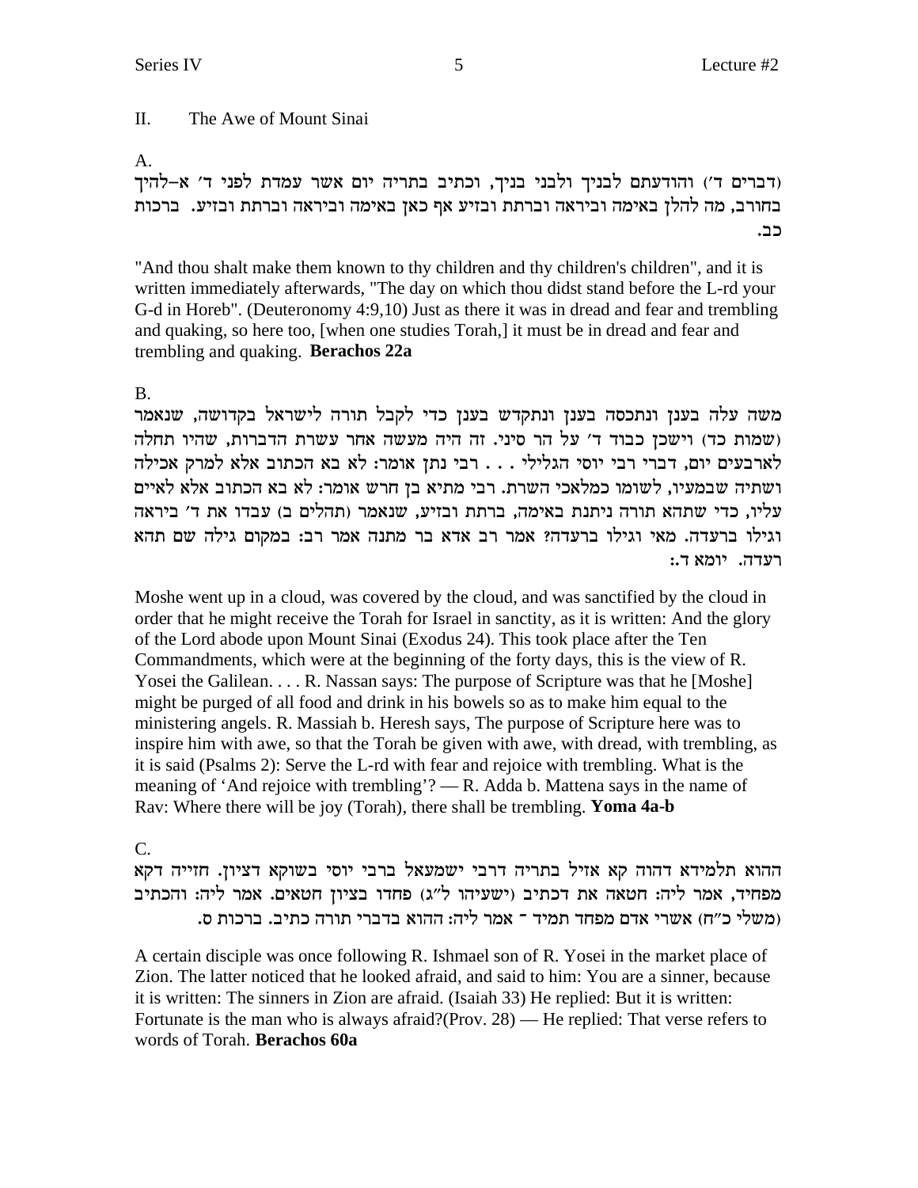## II. The Awe of Mount Sinai

A.

(דברים ד') והודעתם לבניך ולבני בניך, וכתיב בתריה יום אשר עמדת לפני ד' א–להיך בחורב, מה להלן באימה וביראה וברתת ובזיע אף כאן באימה וביראה וברתת ובזיע. ברכות כב.

"And thou shalt make them known to thy children and thy children's children", and it is written immediately afterwards, "The day on which thou didst stand before the L-rd your G-d in Horeb". (Deuteronomy 4:9,10) Just as there it was in dread and fear and trembling and quaking, so here too, [when one studies Torah,] it must be in dread and fear and trembling and quaking. **Berachos 22a**

B.

משה עלה בענן ונתכסה בענן ונתקדש בענן כדי לקבל תורה לישראל בקדושה, שנאמר (שמות כד) וישכן כבוד ד' על הר סיני. זה היה מעשה אחר עשרת הדברות, שהיו תחלה לארבעים יום, דברי רבי יוסי הגלילי . . . רבי נתן אומר: לא בא הכתוב אלא למרק אכילה ושתיה שבמעיו, לשומו כמלאכי השרת. רבי מתיא בן חרש אומר: לא בא הכתוב אלא לאיים עליו, כדי שתהא תורה ניתנת באימה, ברתת ובזיע, שנאמר (תהלים ב) עבדו את ד' ביראה וגילו ברעדה. מאי וגילו ברעדה? אמר רב אדא בר מתנה אמר רב: במקום גילה שם תהא רעדה. יומא ד:

Moshe went up in a cloud, was covered by the cloud, and was sanctified by the cloud in order that he might receive the Torah for Israel in sanctity, as it is written: And the glory of the Lord abode upon Mount Sinai (Exodus 24). This took place after the Ten Commandments, which were at the beginning of the forty days, this is the view of R. Yosei the Galilean. . . . R. Nassan says: The purpose of Scripture was that he [Moshe] might be purged of all food and drink in his bowels so as to make him equal to the ministering angels. R. Massiah b. Heresh says, The purpose of Scripture here was to inspire him with awe, so that the Torah be given with awe, with dread, with trembling, as it is said (Psalms 2): Serve the L-rd with fear and rejoice with trembling. What is the meaning of 'And rejoice with trembling'? — R. Adda b. Mattena says in the name of Rav: Where there will be joy (Torah), there shall be trembling. **Yoma 4a-b**

C.

ההוא תלמידא דהוה קא אזיל בתריה דרבי ישמעאל ברבי יוסי בשוקא דציון. חזייה דקא מפחיד, אמר ליה: חטאה את דכתיב (ישעיהו ל"ג) פחדו בציון חטאים. אמר ליה: והכתיב (משלי כ"ח) אשרי אדם מפחד תמיד – אמר ליה: ההוא בדברי תורה כתיב. ברכות ס.

A certain disciple was once following R. Ishmael son of R. Yosei in the market place of Zion. The latter noticed that he looked afraid, and said to him: You are a sinner, because it is written: The sinners in Zion are afraid. (Isaiah 33) He replied: But it is written: Fortunate is the man who is always afraid?(Prov. 28) — He replied: That verse refers to words of Torah. **Berachos 60a**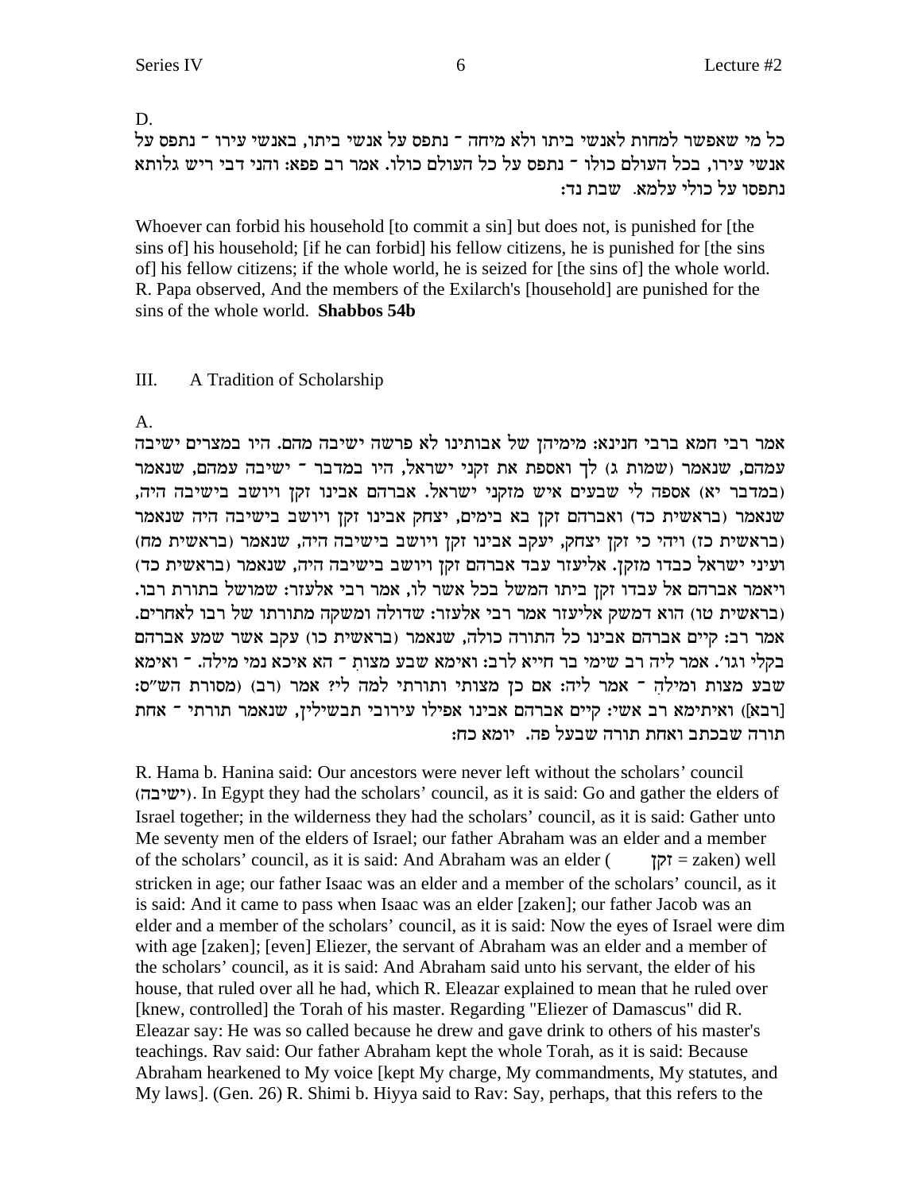D.

כל מי שאפשר למחות לאנשי ביתו ולא מיחה ־ נתפס על אנשי ביתו, באנשי עירו ־ נתפס על אנשי עירו, בכל העולם כולו ־ נתפס על כל העולם כולו. אמר רב פפא: והני דבי ריש גלותא נתפסו על כולי עלמא. שבת נד:

Whoever can forbid his household [to commit a sin] but does not, is punished for [the sins of] his household; [if he can forbid] his fellow citizens, he is punished for [the sins of] his fellow citizens; if the whole world, he is seized for [the sins of] the whole world. R. Papa observed, And the members of the Exilarch's [household] are punished for the sins of the whole world. **Shabbos 54b**

## III. A Tradition of Scholarship

A.

אמר רבי חמא ברבי חנינא: מימיהן של אבותינו לא פרשה ישיבה מהם. היו במצרים ישיבה עמהם, שנאמר (שמות ג) לך ואספת את זקני ישראל, היו במדבר ־ ישיבה עמהם, שנאמר (במדבר יא) אספה לי שבעים איש מזקני ישראל. אברהם אבינו זקן ויושב בישיבה היה, שנאמר (בראשית כד) ואברהם זקן בא בימים, יצחק אבינו זקן ויושב בישיבה היה שנאמר (בראשית כז) ויהי כי זקן יצחק, יעקב אבינו זקן ויושב בישיבה היה, שנאמר (בראשית מח) ועיני ישראל כבדו מזקן. אליעזר עבד אברהם זקן ויושב בישיבה היה, שנאמר (בראשית כד) ויאמר אברהם אל עבדו זקן ביתו המשל בכל אשר לו, אמר רבי אלעזר: שמושל בתורת רבו. (בראשית טו) הוא דמשק אליעזר אמר רבי אלעזר: שדולה ומשקה מתורתו של רבו לאחרים. אמר רב: קיים אברהם אבינו כל התורה כולה, שנאמר (בראשית כו) עקב אשר שמע אברהם בקלי וגו'. אמר ליה רב שימי בר חייא לרב: ואימא שבע מצות ־ הא איכא נמי מילה. ־ ואימא שבע מצות ומילה ־ אמר ליה: אם כן מצותי ותורתי למה לי? אמר (רב) (מסורת הש"ס: [רבא]) ואיתימא רב אשי: קיים אברהם אבינו אפילו עירובי תבשילין, שנאמר תורתי ־ אחת תורה שבכתב ואחת תורה שבעל פה. יומא כח:

R. Hama b. Hanina said: Our ancestors were never left without the scholars' council (ישיבה). In Egypt they had the scholars' council, as it is said: Go and gather the elders of Israel together; in the wilderness they had the scholars' council, as it is said: Gather unto Me seventy men of the elders of Israel; our father Abraham was an elder and a member of the scholars' council, as it is said: And Abraham was an elder (זקן = zaken) well stricken in age; our father Isaac was an elder and a member of the scholars' council, as it is said: And it came to pass when Isaac was an elder [zaken]; our father Jacob was an elder and a member of the scholars' council, as it is said: Now the eyes of Israel were dim with age [zaken]; [even] Eliezer, the servant of Abraham was an elder and a member of the scholars' council, as it is said: And Abraham said unto his servant, the elder of his house, that ruled over all he had, which R. Eleazar explained to mean that he ruled over [knew, controlled] the Torah of his master. Regarding "Eliezer of Damascus" did R. Eleazar say: He was so called because he drew and gave drink to others of his master's teachings. Rav said: Our father Abraham kept the whole Torah, as it is said: Because Abraham hearkened to My voice [kept My charge, My commandments, My statutes, and My laws]. (Gen. 26) R. Shimi b. Hiyya said to Rav: Say, perhaps, that this refers to the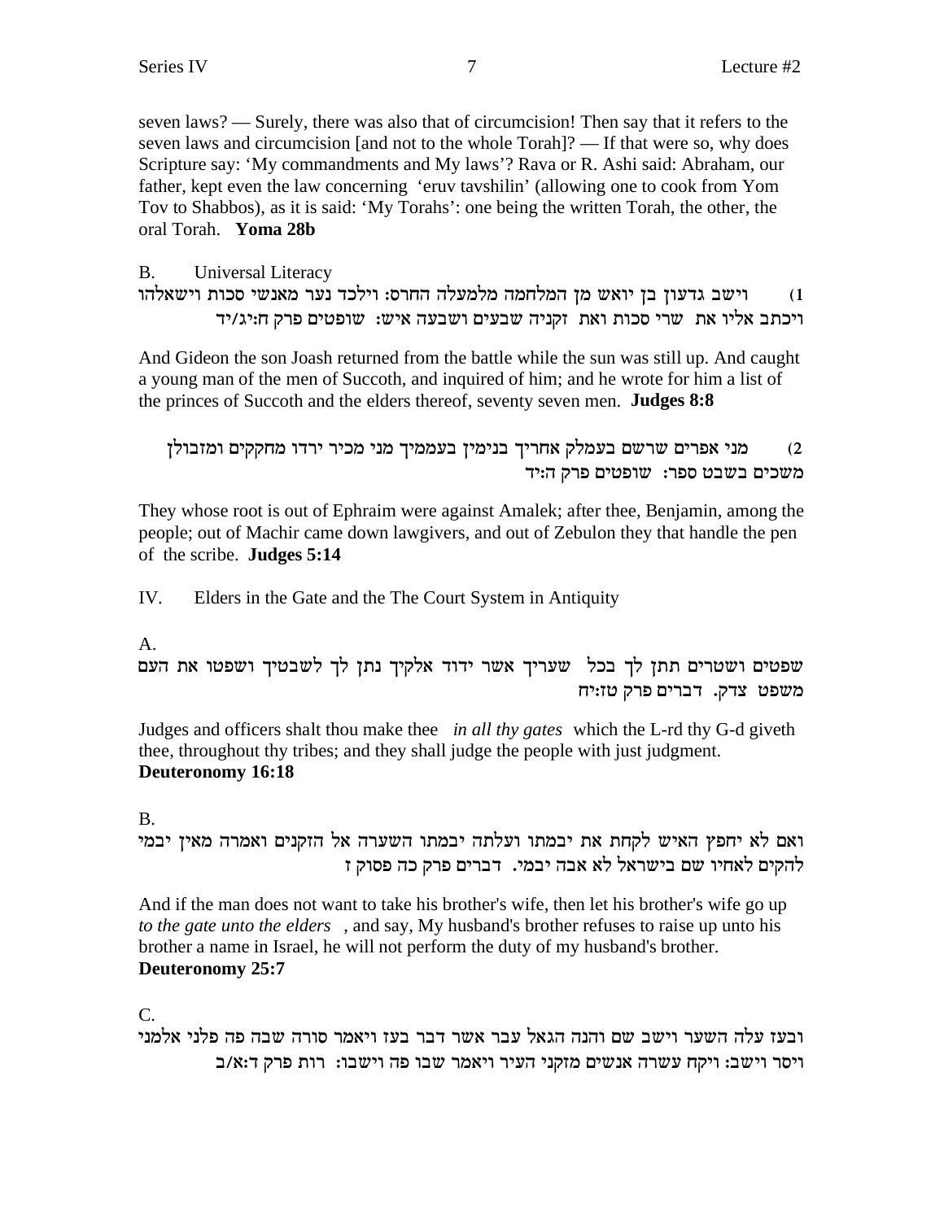seven laws? — Surely, there was also that of circumcision! Then say that it refers to the seven laws and circumcision [and not to the whole Torah]? — If that were so, why does Scripture say: 'My commandments and My laws'? Rava or R. Ashi said: Abraham, our father, kept even the law concerning 'eruv tavshilin' (allowing one to cook from Yom Tov to Shabbos), as it is said: 'My Torahs': one being the written Torah, the other, the oral Torah. **Yoma 28b**

B. Universal Literacy

1) וישב גדעון בן יואש מן המלחמה מלמעלה החרס: וילכד נער מאנשי סכות וישאלהו ויכתב אליו את שרי סכות ואת זקניה שבעים ושבעה איש: שופטים פרק ח:יג/יד

And Gideon the son Joash returned from the battle while the sun was still up. And caught a young man of the men of Succoth, and inquired of him; and he wrote for him a list of the princes of Succoth and the elders thereof, seventy seven men. **Judges 8:8**

2) מני אפרים שרשם בעמלק אחריך בנימין בעממיך מני מכיר ירדו מחקקים ומזבולן משכים בשבט ספר: שופטים פרק ה:יד

They whose root is out of Ephraim were against Amalek; after thee, Benjamin, among the people; out of Machir came down lawgivers, and out of Zebulon they that handle the pen of the scribe. **Judges 5:14**

IV. Elders in the Gate and the The Court System in Antiquity

A.

שפטים ושטרים תתן לך בכל שעריך אשר ידוד אלקיך נתן לך לשבטיך ושפטו את העם משפט צדק. דברים פרק טז:יח

Judges and officers shalt thou make thee *in all thy gates* which the L-rd thy G-d giveth thee, throughout thy tribes; and they shall judge the people with just judgment. **Deuteronomy 16:18**

B.

ואם לא יחפץ האיש לקחת את יבמתו ועלתה יבמתו השערה אל הזקנים ואמרה מאין יבמי להקים לאחיו שם בישראל לא אבה יבמי. דברים פרק כה פסוק ז

And if the man does not want to take his brother's wife, then let his brother's wife go up *to the gate unto the elders* , and say, My husband's brother refuses to raise up unto his brother a name in Israel, he will not perform the duty of my husband's brother. **Deuteronomy 25:7**

C.

ובעז עלה השער וישב שם והנה הגאל עבר אשר דבר בעז ויאמר סורה שבה פה פלני אלמני ויסר וישב: ויקח עשרה אנשים מזקני העיר ויאמר שבו פה וישבו: רות פרק ד:א/ב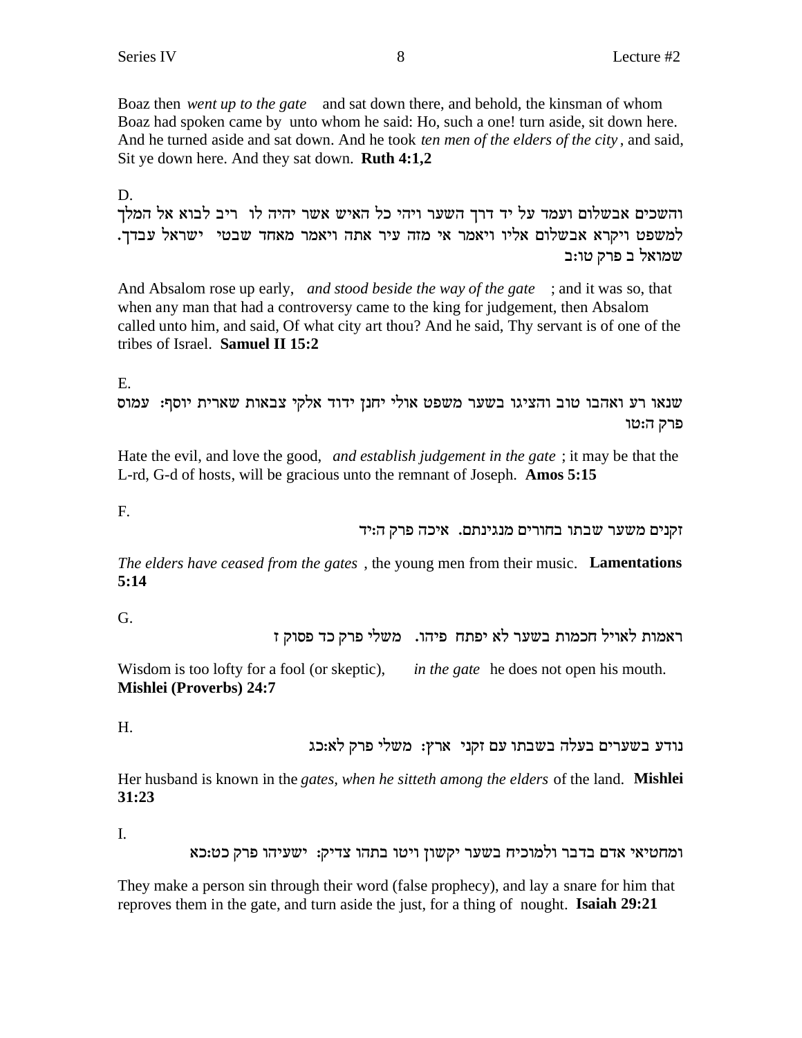Boaz then *went up to the gate* and sat down there, and behold, the kinsman of whom Boaz had spoken came by unto whom he said: Ho, such a one! turn aside, sit down here. And he turned aside and sat down. And he took *ten men of the elders of the city*, and said, Sit ye down here. And they sat down. **Ruth 4:1,2**

D.

והשכים אבשלום ועמד על יד דרך השער ויהי כל האיש אשר יהיה לו ריב לבוא אל המלך למשפט ויקרא אבשלום אליו ויאמר אי מזה עיר אתה ויאמר מאחד שבטי ישראל עבדך. שמואל ב פרק טו:ב

And Absalom rose up early, *and stood beside the way of the gate*; and it was so, that when any man that had a controversy came to the king for judgement, then Absalom called unto him, and said, Of what city art thou? And he said, Thy servant is of one of the tribes of Israel. **Samuel II 15:2**

E.

שנאו רע ואהבו טוב והציגו בשער משפט אולי יחנן ידוד אלקי צבאות שארית יוסף: עמוס פרק ה:טו

Hate the evil, and love the good, *and establish judgement in the gate*; it may be that the L-rd, G-d of hosts, will be gracious unto the remnant of Joseph. **Amos 5:15**

F.

זקנים משער שבתו בחורים מנגינתם. איכה פרק ה:יד

*The elders have ceased from the gates*, the young men from their music. **Lamentations 5:14**

G.

ראמות לאויל חכמות בשער לא יפתח פיהו. משלי פרק כד פסוק ז

Wisdom is too lofty for a fool (or skeptic), *in the gate* he does not open his mouth. **Mishlei (Proverbs) 24:7**

H.

נודע בשערים בעלה בשבתו עם זקני ארץ: משלי פרק לא:כג

Her husband is known in the *gates, when he sitteth among the elders* of the land. **Mishlei 31:23**

I.

ומחטיאי אדם בדבר ולמוכיח בשער יקשון ויטו בתהו צדיק: ישעיהו פרק כט:כא

They make a person sin through their word (false prophecy), and lay a snare for him that reproves them in the gate, and turn aside the just, for a thing of nought. **Isaiah 29:21**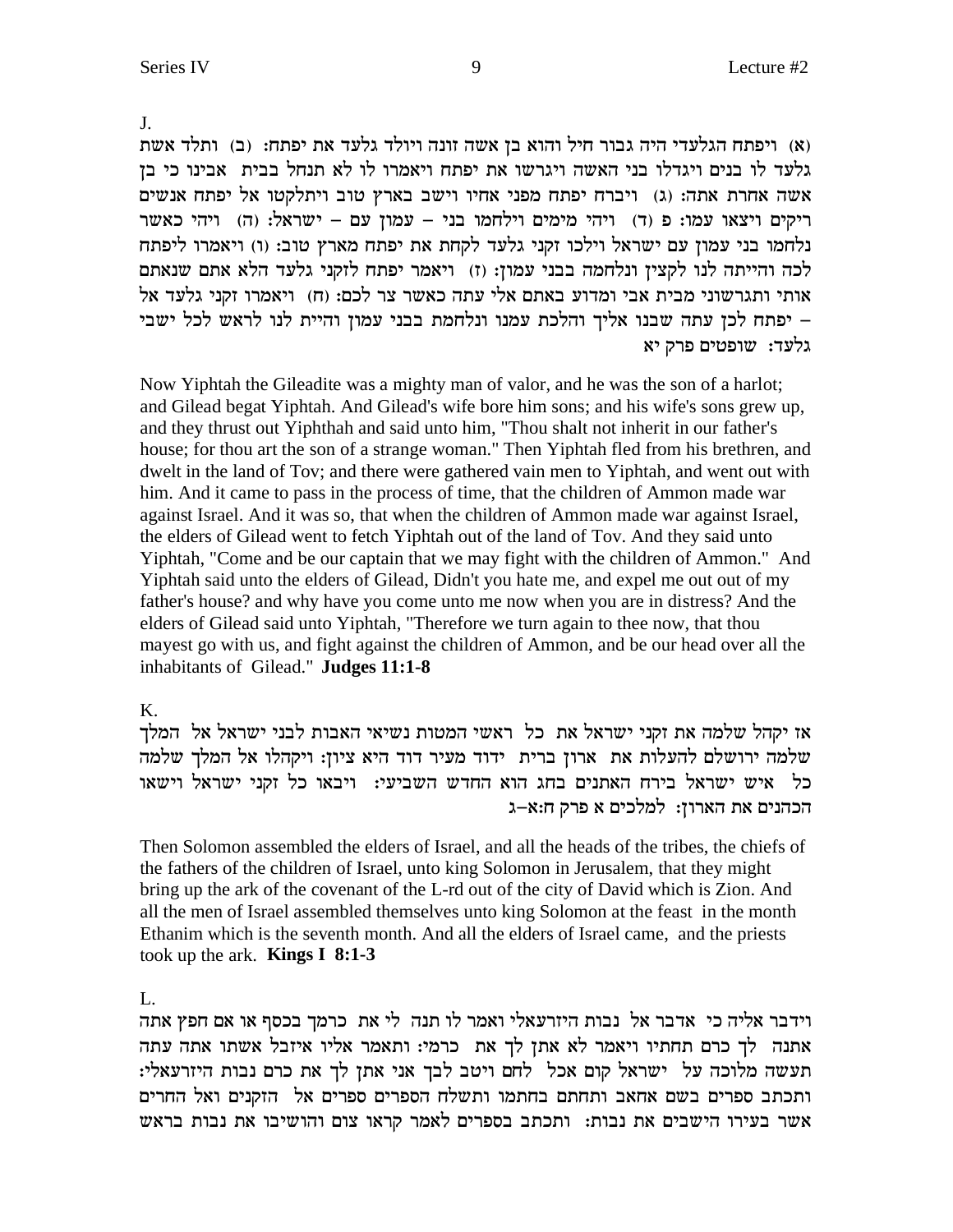J.

(א) ויפתח הגלעדי היה גבור חיל והוא בן אשה זונה ויולד גלעד את יפתח: (ב) ותלד אשת גלעד לו בנים ויגדלו בני האשה ויגרשו את יפתח ויאמרו לו לא תנחל בבית אבינו כי בן אשה אחרת אתה: (ג) ויברח יפתח מפני אחיו וישב בארץ טוב ויתלקטו אל יפתח אנשים ריקים ויצאו עמו: פ (ד) ויהי מימים וילחמו בני – עמון עם – ישראל: (ה) ויהי כאשר נלחמו בני עמון עם ישראל וילכו זקני גלעד לקחת את יפתח מארץ טוב: (ו) ויאמרו ליפתח לכה והייתה לנו לקצין ונלחמה בבני עמון: (ז) ויאמר יפתח לזקני גלעד הלא אתם שנאתם אותי ותגרשוני מבית אבי ומדוע באתם אלי עתה כאשר צר לכם: (ח) ויאמרו זקני גלעד אל – יפתח לכן עתה שבנו אליך והלכת עמנו ונלחמת בבני עמון והיית לנו לראש לכל ישבי גלעד: שופטים פרק יא

Now Yiphtah the Gileadite was a mighty man of valor, and he was the son of a harlot; and Gilead begat Yiphtah. And Gilead's wife bore him sons; and his wife's sons grew up, and they thrust out Yiphthah and said unto him, "Thou shalt not inherit in our father's house; for thou art the son of a strange woman." Then Yiphtah fled from his brethren, and dwelt in the land of Tov; and there were gathered vain men to Yiphtah, and went out with him. And it came to pass in the process of time, that the children of Ammon made war against Israel. And it was so, that when the children of Ammon made war against Israel, the elders of Gilead went to fetch Yiphtah out of the land of Tov. And they said unto Yiphtah, "Come and be our captain that we may fight with the children of Ammon." And Yiphtah said unto the elders of Gilead, Didn't you hate me, and expel me out out of my father's house? and why have you come unto me now when you are in distress? And the elders of Gilead said unto Yiphtah, "Therefore we turn again to thee now, that thou mayest go with us, and fight against the children of Ammon, and be our head over all the inhabitants of Gilead." **Judges 11:1-8**

K.

אז יקהל שלמה את זקני ישראל את כל ראשי המטות נשיאי האבות לבני ישראל אל המלך שלמה ירושלם להעלות את ארון ברית ידוד מעיר דוד היא ציון: ויקהלו אל המלך שלמה כל איש ישראל בירח האתנים בחג הוא החדש השביעי: ויבאו כל זקני ישראל וישאו הכהנים את הארון: למלכים א פרק ח:א–ג

Then Solomon assembled the elders of Israel, and all the heads of the tribes, the chiefs of the fathers of the children of Israel, unto king Solomon in Jerusalem, that they might bring up the ark of the covenant of the L-rd out of the city of David which is Zion. And all the men of Israel assembled themselves unto king Solomon at the feast in the month Ethanim which is the seventh month. And all the elders of Israel came, and the priests took up the ark. **Kings I 8:1-3**

L.

וידבר אליה כי אדבר אל נבות היזרעאלי ואמר לו תנה לי את כרמך בכסף או אם חפץ אתה אתנה לך כרם תחתיו ויאמר לא אתן לך את כרמי: ותאמר אליו איזבל אשתו אתה עתה תעשה מלוכה על ישראל קום אכל לחם ויטב לבך אני אתן לך את כרם נבות היזרעאלי: ותכתב ספרים בשם אחאב ותחתם בחתמו ותשלח הספרים ספרים אל הזקנים ואל החרים אשר בעירו הישבים את נבות: ותכתב בספרים לאמר קראו צום והושיבו את נבות בראש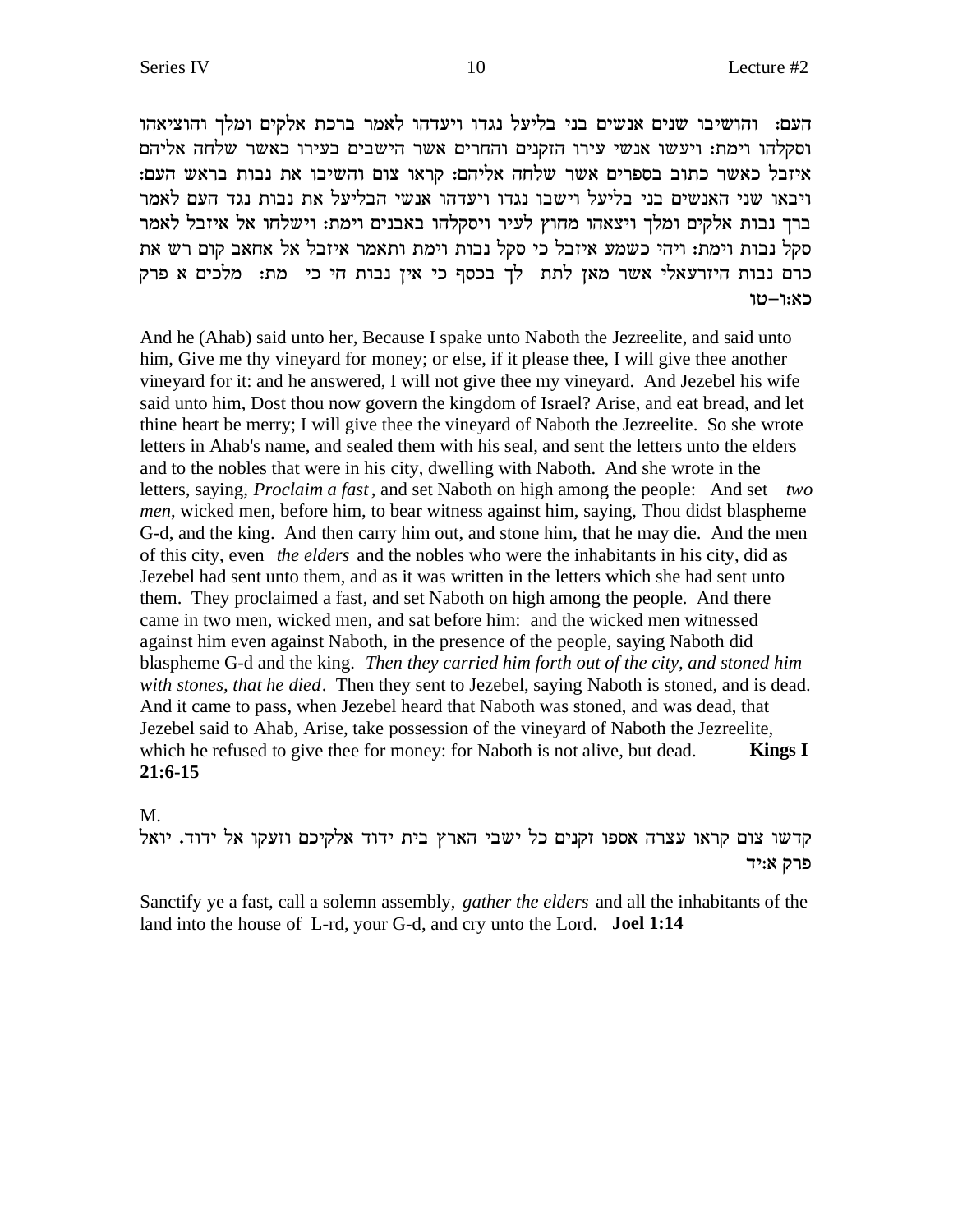העם: והושיבו שנים אנשים בני בליעל נגדו ויעדהו לאמר ברכת אלקים ומלך והוציאהו וסקלהו וימת: ויעשו אנשי עירו הזקנים והחרים אשר הישבים בעירו כאשר שלחה אליהם איזבל כאשר כתוב בספרים אשר שלחה אליהם: קראו צום והשיבו את נבות בראש העם: ויבאו שני האנשים בני בליעל וישבו נגדו ויעדהו אנשי הבליעל את נבות נגד העם לאמר ברך נבות אלקים ומלך ויצאהו מחוץ לעיר ויסקלהו באבנים וימת: וישלחו אל איזבל לאמר סקל נבות וימת: ויהי כשמע איזבל כי סקל נבות וימת ותאמר איזבל אל אחאב קום רש את כרם נבות היזרעאלי אשר מאן לתת לך בכסף כי אין נבות חי כי מת: מלכים א פרק כא:ו-טו

And he (Ahab) said unto her, Because I spake unto Naboth the Jezreelite, and said unto him, Give me thy vineyard for money; or else, if it please thee, I will give thee another vineyard for it: and he answered, I will not give thee my vineyard. And Jezebel his wife said unto him, Dost thou now govern the kingdom of Israel? Arise, and eat bread, and let thine heart be merry; I will give thee the vineyard of Naboth the Jezreelite. So she wrote letters in Ahab's name, and sealed them with his seal, and sent the letters unto the elders and to the nobles that were in his city, dwelling with Naboth. And she wrote in the letters, saying, *Proclaim a fast*, and set Naboth on high among the people: And set *two men*, wicked men, before him, to bear witness against him, saying, Thou didst blaspheme G-d, and the king. And then carry him out, and stone him, that he may die. And the men of this city, even *the elders* and the nobles who were the inhabitants in his city, did as Jezebel had sent unto them, and as it was written in the letters which she had sent unto them. They proclaimed a fast, and set Naboth on high among the people. And there came in two men, wicked men, and sat before him: and the wicked men witnessed against him even against Naboth, in the presence of the people, saying Naboth did blaspheme G-d and the king. *Then they carried him forth out of the city, and stoned him with stones, that he died*. Then they sent to Jezebel, saying Naboth is stoned, and is dead. And it came to pass, when Jezebel heard that Naboth was stoned, and was dead, that Jezebel said to Ahab, Arise, take possession of the vineyard of Naboth the Jezreelite, which he refused to give thee for money: for Naboth is not alive, but dead. **Kings I 21:6-15**

M.

קדשו צום קראו עצרה אספו זקנים כל ישבי הארץ בית ידוד אלקיכם וזעקו אל ידוד. יואל פרק א:יד

Sanctify ye a fast, call a solemn assembly, *gather the elders* and all the inhabitants of the land into the house of L-rd, your G-d, and cry unto the Lord. **Joel 1:14**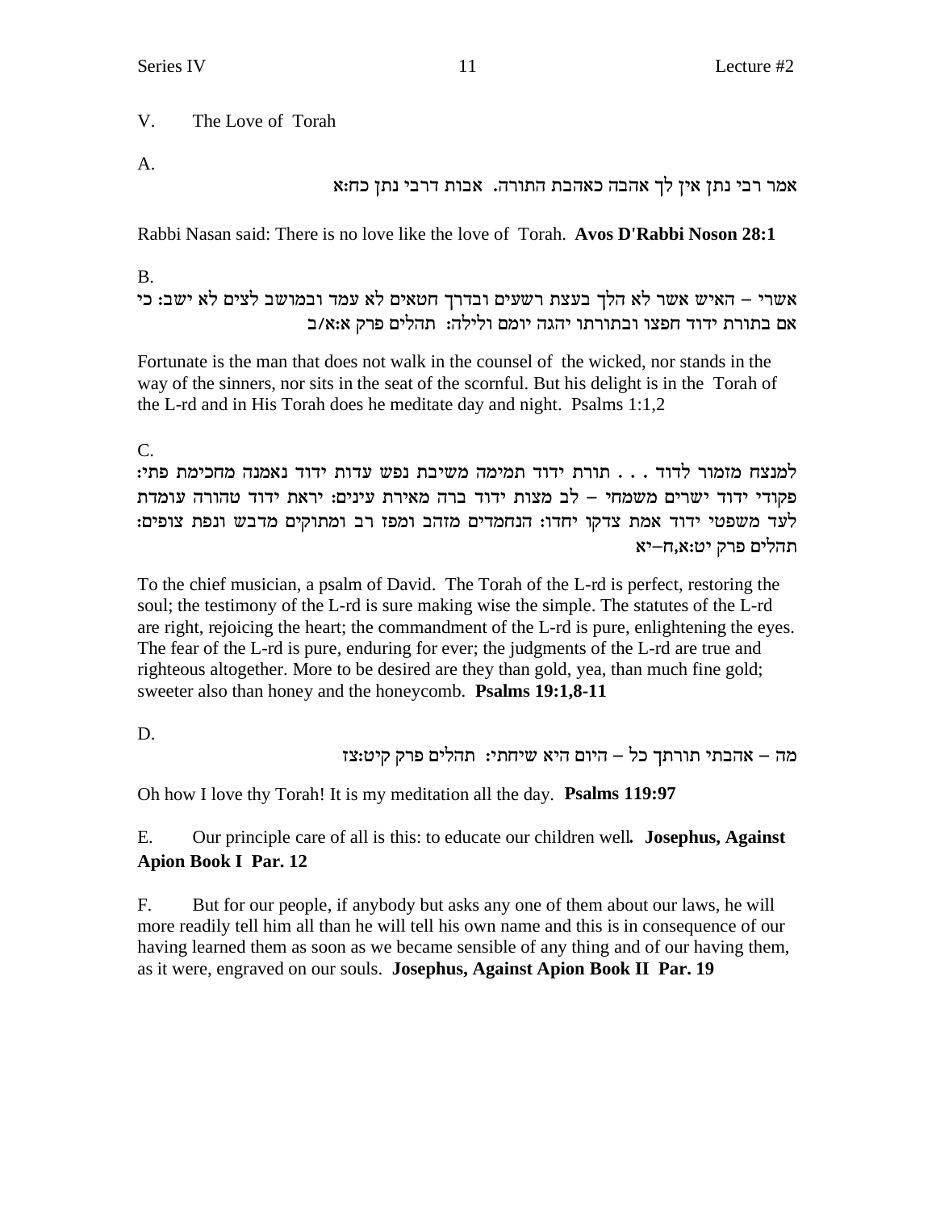V. The Love of Torah

A.

אמר רבי נתן אין לך אהבה כאהבת התורה. אבות דרבי נתן כח:א

Rabbi Nasan said: There is no love like the love of Torah. **Avos D'Rabbi Noson 28:1**

B.

אשרי – האיש אשר לא הלך בעצת רשעים ובדרך חטאים לא עמד ובמושב לצים לא ישב: כי אם בתורת ידוד חפצו ובתורתו יהגה יומם ולילה: תהלים פרק א:א/ב

Fortunate is the man that does not walk in the counsel of the wicked, nor stands in the way of the sinners, nor sits in the seat of the scornful. But his delight is in the Torah of the L-rd and in His Torah does he meditate day and night. Psalms 1:1,2

C.

למנצח מזמור לדוד . . . תורת ידוד תמימה משיבת נפש עדות ידוד נאמנה מחכימת פתי: פקודי ידוד ישרים משמחי – לב מצות ידוד ברה מאירת עינים: יראת ידוד טהורה עומדת לעד משפטי ידוד אמת צדקו יחדו: הנחמדים מזהב ומפז רב ומתוקים מדבש ונפת צופים: תהלים פרק יט:א,ח–יא

To the chief musician, a psalm of David. The Torah of the L-rd is perfect, restoring the soul; the testimony of the L-rd is sure making wise the simple. The statutes of the L-rd are right, rejoicing the heart; the commandment of the L-rd is pure, enlightening the eyes. The fear of the L-rd is pure, enduring for ever; the judgments of the L-rd are true and righteous altogether. More to be desired are they than gold, yea, than much fine gold; sweeter also than honey and the honeycomb. **Psalms 19:1,8-11**

D.

מה – אהבתי תורתך כל – היום היא שיחתי: תהלים פרק קיט:צז

Oh how I love thy Torah! It is my meditation all the day. **Psalms 119:97**

E. Our principle care of all is this: to educate our children well. **Josephus, Against Apion Book I Par. 12**

F. But for our people, if anybody but asks any one of them about our laws, he will more readily tell him all than he will tell his own name and this is in consequence of our having learned them as soon as we became sensible of any thing and of our having them, as it were, engraved on our souls. **Josephus, Against Apion Book II Par. 19**